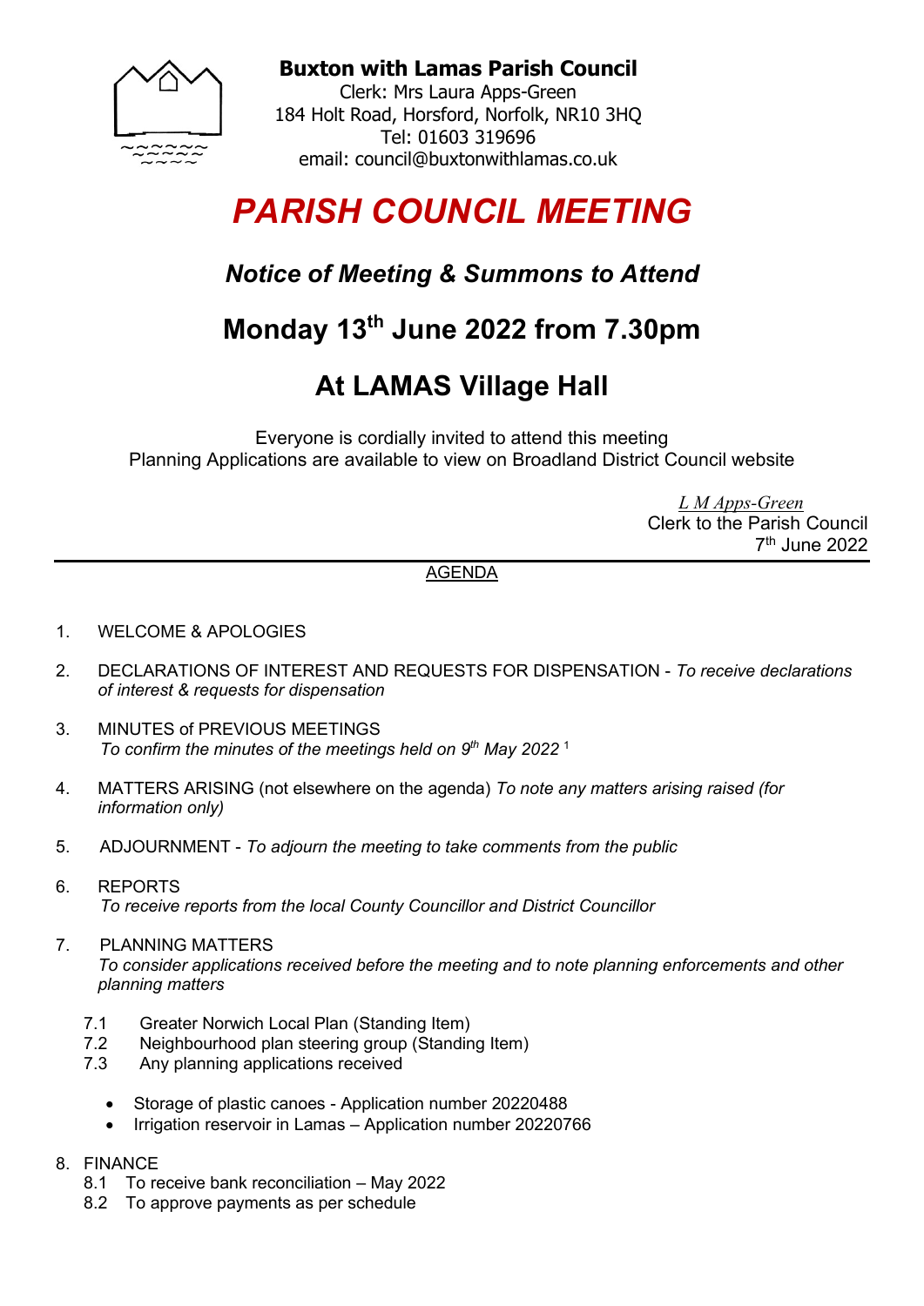**Buxton with Lamas Parish Council**
Clerk: Mrs Laura Apps-Green
184 Holt Road, Horsford, Norfolk, NR10 3HQ
Tel: 01603 319696
email: council@buxtonwithlamas.co.uk

# *PARISH COUNCIL MEETING*

## *Notice of Meeting & Summons to Attend*

## Monday 13th June 2022 from 7.30pm

## At LAMAS Village Hall

Everyone is cordially invited to attend this meeting
Planning Applications are available to view on Broadland District Council website

*L M Apps-Green*
Clerk to the Parish Council
7th June 2022

---

AGENDA

1. WELCOME & APOLOGIES

2. DECLARATIONS OF INTEREST AND REQUESTS FOR DISPENSATION - *To receive declarations of interest & requests for dispensation*

3. MINUTES of PREVIOUS MEETINGS
*To confirm the minutes of the meetings held on 9th May 2022* [1]

4. MATTERS ARISING (not elsewhere on the agenda) *To note any matters arising raised (for information only)*

5. ADJOURNMENT - *To adjourn the meeting to take comments from the public*

6. REPORTS
*To receive reports from the local County Councillor and District Councillor*

7. PLANNING MATTERS
*To consider applications received before the meeting and to note planning enforcements and other planning matters*

   7.1 Greater Norwich Local Plan (Standing Item)
   7.2 Neighbourhood plan steering group (Standing Item)
   7.3 Any planning applications received

   - Storage of plastic canoes - Application number 20220488
   - Irrigation reservoir in Lamas – Application number 20220766

8. FINANCE
   8.1 To receive bank reconciliation – May 2022
   8.2 To approve payments as per schedule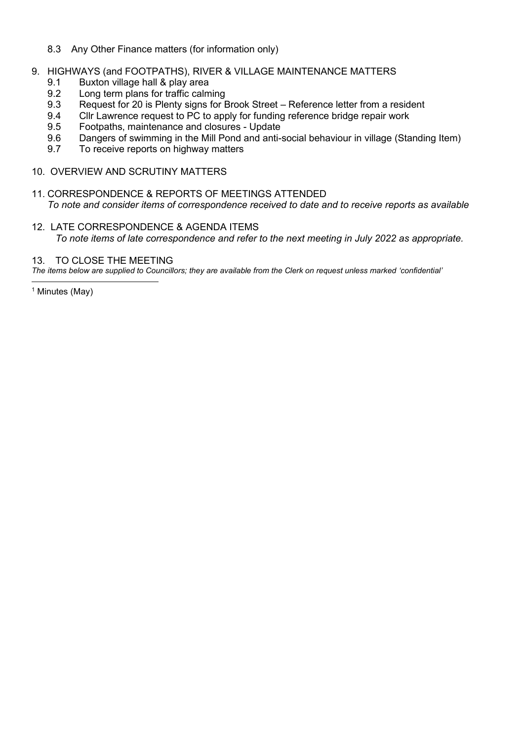8.3 Any Other Finance matters (for information only)

9. HIGHWAYS (and FOOTPATHS), RIVER & VILLAGE MAINTENANCE MATTERS
   - 9.1 Buxton village hall & play area
   - 9.2 Long term plans for traffic calming
   - 9.3 Request for 20 is Plenty signs for Brook Street – Reference letter from a resident
   - 9.4 Cllr Lawrence request to PC to apply for funding reference bridge repair work
   - 9.5 Footpaths, maintenance and closures - Update
   - 9.6 Dangers of swimming in the Mill Pond and anti-social behaviour in village (Standing Item)
   - 9.7 To receive reports on highway matters

10. OVERVIEW AND SCRUTINY MATTERS

11. CORRESPONDENCE & REPORTS OF MEETINGS ATTENDED

    *To note and consider items of correspondence received to date and to receive reports as available*

12. LATE CORRESPONDENCE & AGENDA ITEMS

    *To note items of late correspondence and refer to the next meeting in July 2022 as appropriate.*

13. TO CLOSE THE MEETING

*The items below are supplied to Councillors; they are available from the Clerk on request unless marked 'confidential'*

---

[1] Minutes (May)